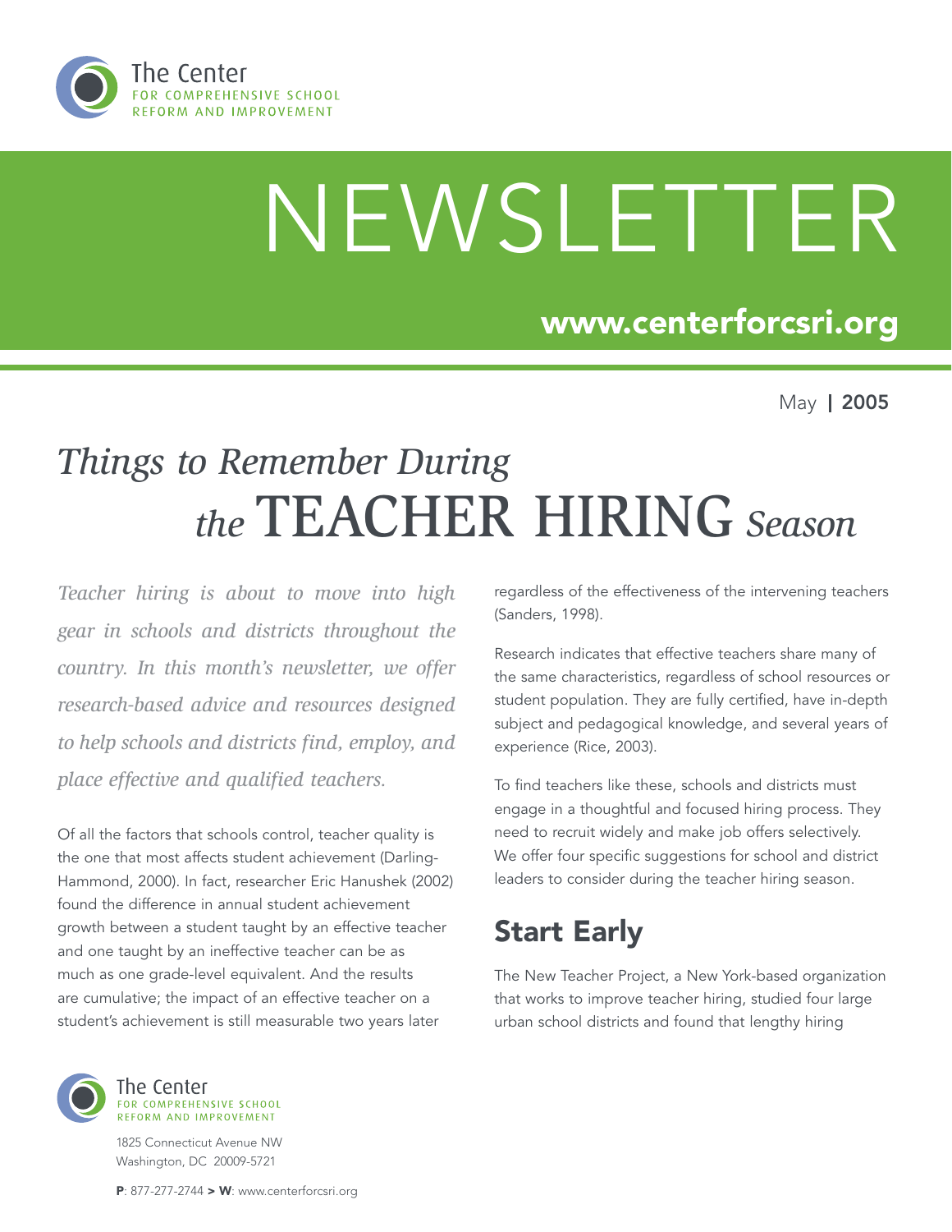The Center FOR COMPREHENSIVE SCHOOL REFORM AND IMPROVEMENT

# NEWSLETTER

**www.centerforcsri.org**

May | **2005**

# *Things to Remember During the* TEACHER HIRING *Season*

*Teacher hiring is about to move into high gear in schools and districts throughout the country. In this month's newsletter, we offer research-based advice and resources designed to help schools and districts find, employ, and place effective and qualified teachers.*

Of all the factors that schools control, teacher quality is the one that most affects student achievement (Darling-Hammond, 2000). In fact, researcher Eric Hanushek (2002) found the difference in annual student achievement growth between a student taught by an effective teacher and one taught by an ineffective teacher can be as much as one grade-level equivalent. And the results are cumulative; the impact of an effective teacher on a student's achievement is still measurable two years later regardless of the effectiveness of the intervening teachers (Sanders, 1998).

Research indicates that effective teachers share many of the same characteristics, regardless of school resources or student population. They are fully certified, have in-depth subject and pedagogical knowledge, and several years of experience (Rice, 2003).

To find teachers like these, schools and districts must engage in a thoughtful and focused hiring process. They need to recruit widely and make job offers selectively. We offer four specific suggestions for school and district leaders to consider during the teacher hiring season.

## Start Early

The New Teacher Project, a New York-based organization that works to improve teacher hiring, studied four large urban school districts and found that lengthy hiring

The Center FOR COMPREHENSIVE SCHOOL REFORM AND IMPROVEMENT

1825 Connecticut Avenue NW
Washington, DC 20009-5721

**P**: 877-277-2744 **> W**: www.centerforcsri.org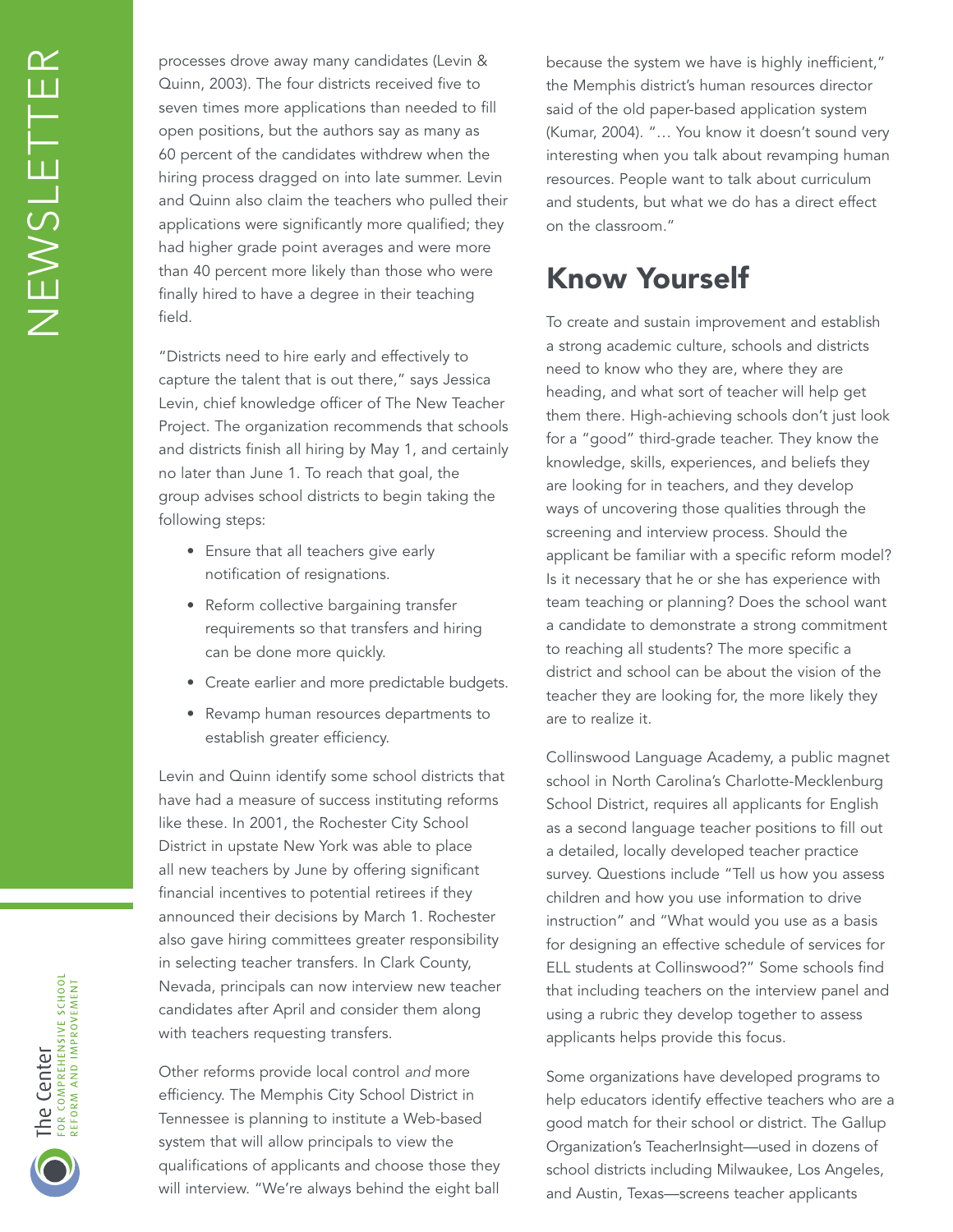processes drove away many candidates (Levin & Quinn, 2003). The four districts received five to seven times more applications than needed to fill open positions, but the authors say as many as 60 percent of the candidates withdrew when the hiring process dragged on into late summer. Levin and Quinn also claim the teachers who pulled their applications were significantly more qualified; they had higher grade point averages and were more than 40 percent more likely than those who were finally hired to have a degree in their teaching field.

"Districts need to hire early and effectively to capture the talent that is out there," says Jessica Levin, chief knowledge officer of The New Teacher Project. The organization recommends that schools and districts finish all hiring by May 1, and certainly no later than June 1. To reach that goal, the group advises school districts to begin taking the following steps:

- Ensure that all teachers give early notification of resignations.
- Reform collective bargaining transfer requirements so that transfers and hiring can be done more quickly.
- Create earlier and more predictable budgets.
- Revamp human resources departments to establish greater efficiency.

Levin and Quinn identify some school districts that have had a measure of success instituting reforms like these. In 2001, the Rochester City School District in upstate New York was able to place all new teachers by June by offering significant financial incentives to potential retirees if they announced their decisions by March 1. Rochester also gave hiring committees greater responsibility in selecting teacher transfers. In Clark County, Nevada, principals can now interview new teacher candidates after April and consider them along with teachers requesting transfers.

Other reforms provide local control *and* more efficiency. The Memphis City School District in Tennessee is planning to institute a Web-based system that will allow principals to view the qualifications of applicants and choose those they will interview. "We're always behind the eight ball because the system we have is highly inefficient," the Memphis district's human resources director said of the old paper-based application system (Kumar, 2004). "… You know it doesn't sound very interesting when you talk about revamping human resources. People want to talk about curriculum and students, but what we do has a direct effect on the classroom."

## Know Yourself

To create and sustain improvement and establish a strong academic culture, schools and districts need to know who they are, where they are heading, and what sort of teacher will help get them there. High-achieving schools don't just look for a "good" third-grade teacher. They know the knowledge, skills, experiences, and beliefs they are looking for in teachers, and they develop ways of uncovering those qualities through the screening and interview process. Should the applicant be familiar with a specific reform model? Is it necessary that he or she has experience with team teaching or planning? Does the school want a candidate to demonstrate a strong commitment to reaching all students? The more specific a district and school can be about the vision of the teacher they are looking for, the more likely they are to realize it.

Collinswood Language Academy, a public magnet school in North Carolina's Charlotte-Mecklenburg School District, requires all applicants for English as a second language teacher positions to fill out a detailed, locally developed teacher practice survey. Questions include "Tell us how you assess children and how you use information to drive instruction" and "What would you use as a basis for designing an effective schedule of services for ELL students at Collinswood?" Some schools find that including teachers on the interview panel and using a rubric they develop together to assess applicants helps provide this focus.

Some organizations have developed programs to help educators identify effective teachers who are a good match for their school or district. The Gallup Organization's TeacherInsight—used in dozens of school districts including Milwaukee, Los Angeles, and Austin, Texas—screens teacher applicants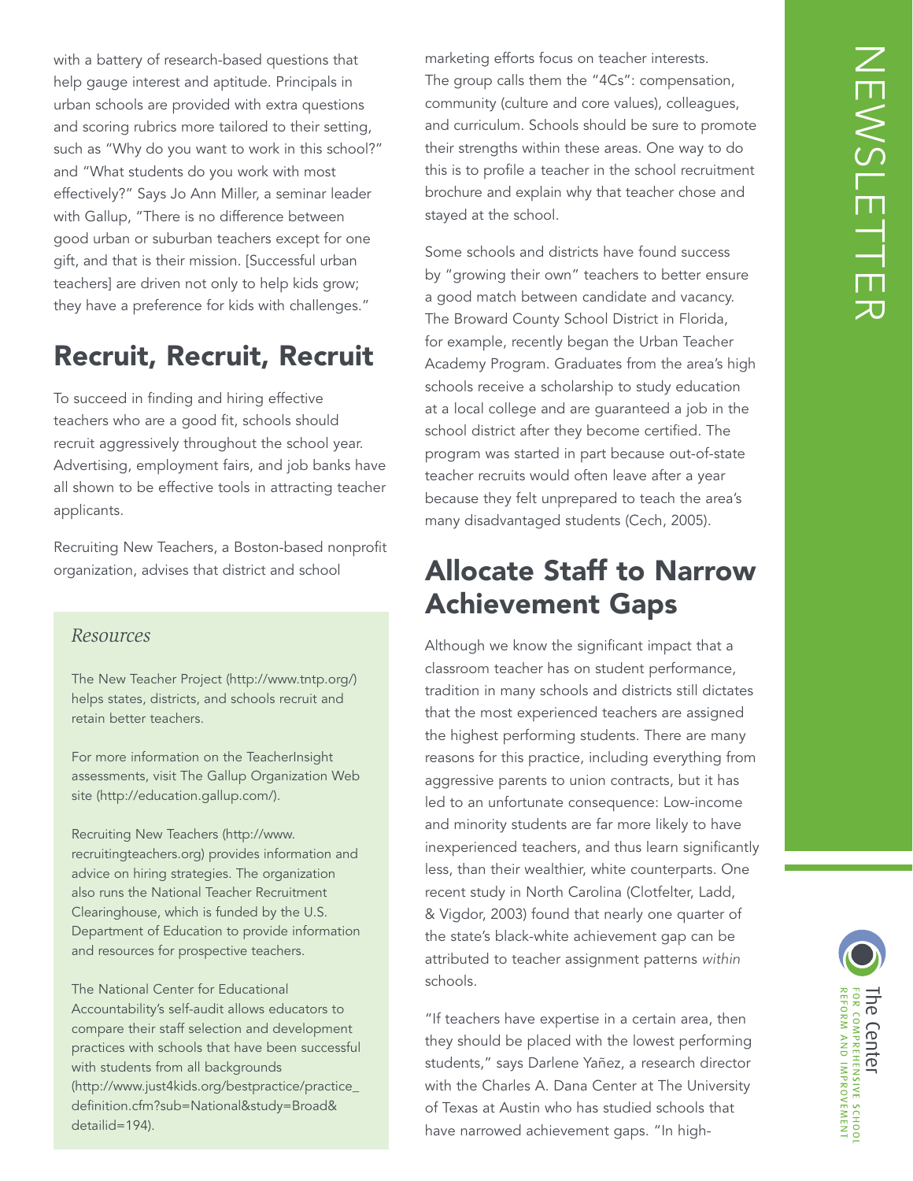with a battery of research-based questions that help gauge interest and aptitude. Principals in urban schools are provided with extra questions and scoring rubrics more tailored to their setting, such as "Why do you want to work in this school?" and "What students do you work with most effectively?" Says Jo Ann Miller, a seminar leader with Gallup, "There is no difference between good urban or suburban teachers except for one gift, and that is their mission. [Successful urban teachers] are driven not only to help kids grow; they have a preference for kids with challenges."

## Recruit, Recruit, Recruit

To succeed in finding and hiring effective teachers who are a good fit, schools should recruit aggressively throughout the school year. Advertising, employment fairs, and job banks have all shown to be effective tools in attracting teacher applicants.

Recruiting New Teachers, a Boston-based nonprofit organization, advises that district and school marketing efforts focus on teacher interests. The group calls them the "4Cs": compensation, community (culture and core values), colleagues, and curriculum. Schools should be sure to promote their strengths within these areas. One way to do this is to profile a teacher in the school recruitment brochure and explain why that teacher chose and stayed at the school.

Some schools and districts have found success by "growing their own" teachers to better ensure a good match between candidate and vacancy. The Broward County School District in Florida, for example, recently began the Urban Teacher Academy Program. Graduates from the area's high schools receive a scholarship to study education at a local college and are guaranteed a job in the school district after they become certified. The program was started in part because out-of-state teacher recruits would often leave after a year because they felt unprepared to teach the area's many disadvantaged students (Cech, 2005).

> *Resources*
>
> The New Teacher Project (http://www.tntp.org/) helps states, districts, and schools recruit and retain better teachers.
>
> For more information on the TeacherInsight assessments, visit The Gallup Organization Web site (http://education.gallup.com/).
>
> Recruiting New Teachers (http://www.recruitingteachers.org) provides information and advice on hiring strategies. The organization also runs the National Teacher Recruitment Clearinghouse, which is funded by the U.S. Department of Education to provide information and resources for prospective teachers.
>
> The National Center for Educational Accountability's self-audit allows educators to compare their staff selection and development practices with schools that have been successful with students from all backgrounds (http://www.just4kids.org/bestpractice/practice_definition.cfm?sub=National&study=Broad&detailid=194).

## Allocate Staff to Narrow Achievement Gaps

Although we know the significant impact that a classroom teacher has on student performance, tradition in many schools and districts still dictates that the most experienced teachers are assigned the highest performing students. There are many reasons for this practice, including everything from aggressive parents to union contracts, but it has led to an unfortunate consequence: Low-income and minority students are far more likely to have inexperienced teachers, and thus learn significantly less, than their wealthier, white counterparts. One recent study in North Carolina (Clotfelter, Ladd, & Vigdor, 2003) found that nearly one quarter of the state's black-white achievement gap can be attributed to teacher assignment patterns *within* schools.

"If teachers have expertise in a certain area, then they should be placed with the lowest performing students," says Darlene Yañez, a research director with the Charles A. Dana Center at The University of Texas at Austin who has studied schools that have narrowed achievement gaps. "In high-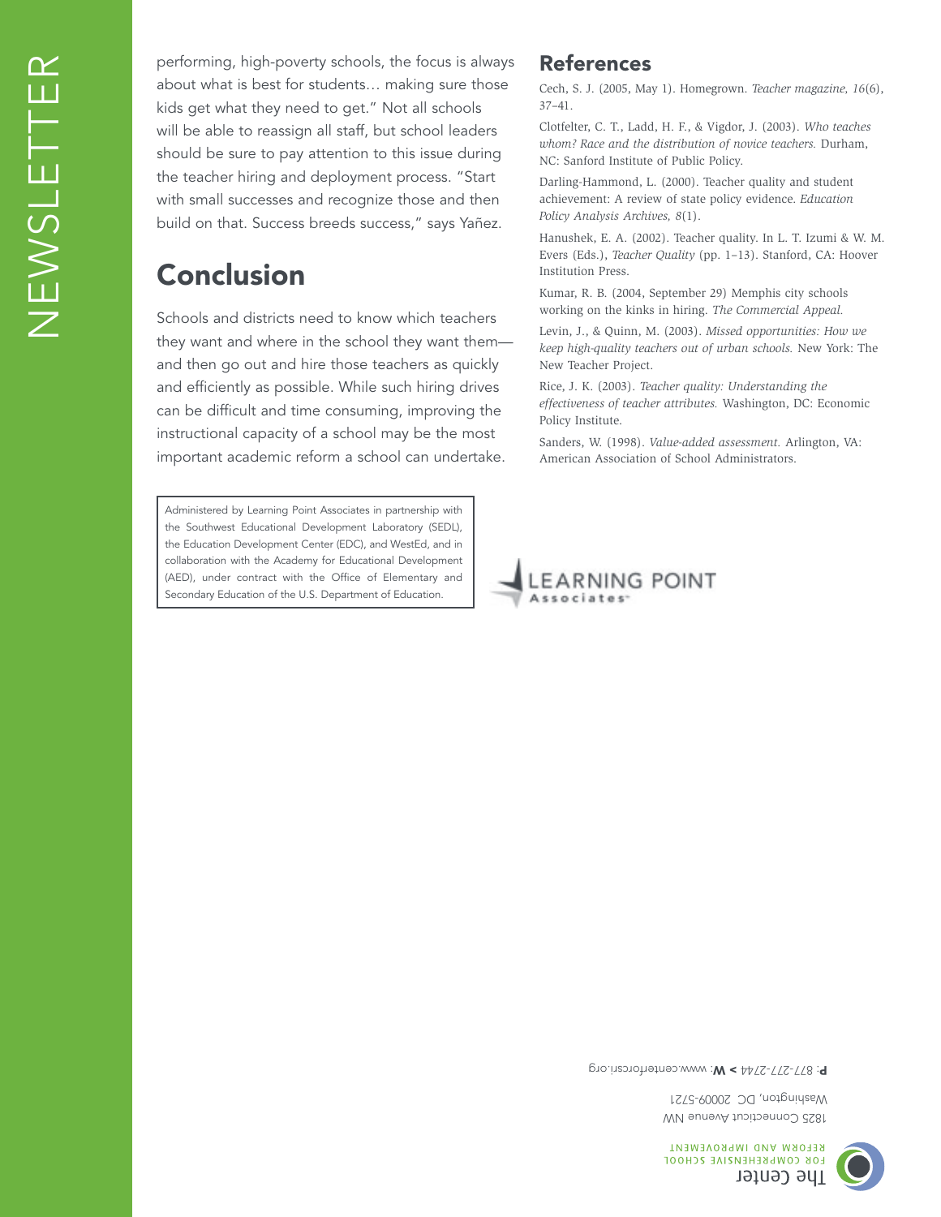performing, high-poverty schools, the focus is always about what is best for students… making sure those kids get what they need to get." Not all schools will be able to reassign all staff, but school leaders should be sure to pay attention to this issue during the teacher hiring and deployment process. "Start with small successes and recognize those and then build on that. Success breeds success," says Yañez.

## Conclusion

Schools and districts need to know which teachers they want and where in the school they want them—and then go out and hire those teachers as quickly and efficiently as possible. While such hiring drives can be difficult and time consuming, improving the instructional capacity of a school may be the most important academic reform a school can undertake.

Administered by Learning Point Associates in partnership with the Southwest Educational Development Laboratory (SEDL), the Education Development Center (EDC), and WestEd, and in collaboration with the Academy for Educational Development (AED), under contract with the Office of Elementary and Secondary Education of the U.S. Department of Education.

## References

Cech, S. J. (2005, May 1). Homegrown. *Teacher magazine*, *16*(6), 37–41.

Clotfelter, C. T., Ladd, H. F., & Vigdor, J. (2003). *Who teaches whom? Race and the distribution of novice teachers.* Durham, NC: Sanford Institute of Public Policy.

Darling-Hammond, L. (2000). Teacher quality and student achievement: A review of state policy evidence. *Education Policy Analysis Archives*, *8*(1).

Hanushek, E. A. (2002). Teacher quality. In L. T. Izumi & W. M. Evers (Eds.), *Teacher Quality* (pp. 1–13). Stanford, CA: Hoover Institution Press.

Kumar, R. B. (2004, September 29) Memphis city schools working on the kinks in hiring. *The Commercial Appeal.*

Levin, J., & Quinn, M. (2003). *Missed opportunities: How we keep high-quality teachers out of urban schools.* New York: The New Teacher Project.

Rice, J. K. (2003). *Teacher quality: Understanding the effectiveness of teacher attributes.* Washington, DC: Economic Policy Institute.

Sanders, W. (1998). *Value-added assessment.* Arlington, VA: American Association of School Administrators.

LEARNING POINT Associates

The Center FOR COMPREHENSIVE SCHOOL REFORM AND IMPROVEMENT

1825 Connecticut Avenue NW
Washington, DC 20009-5721

**P**: 877-277-2744 > **W**: www.centerforcsri.org